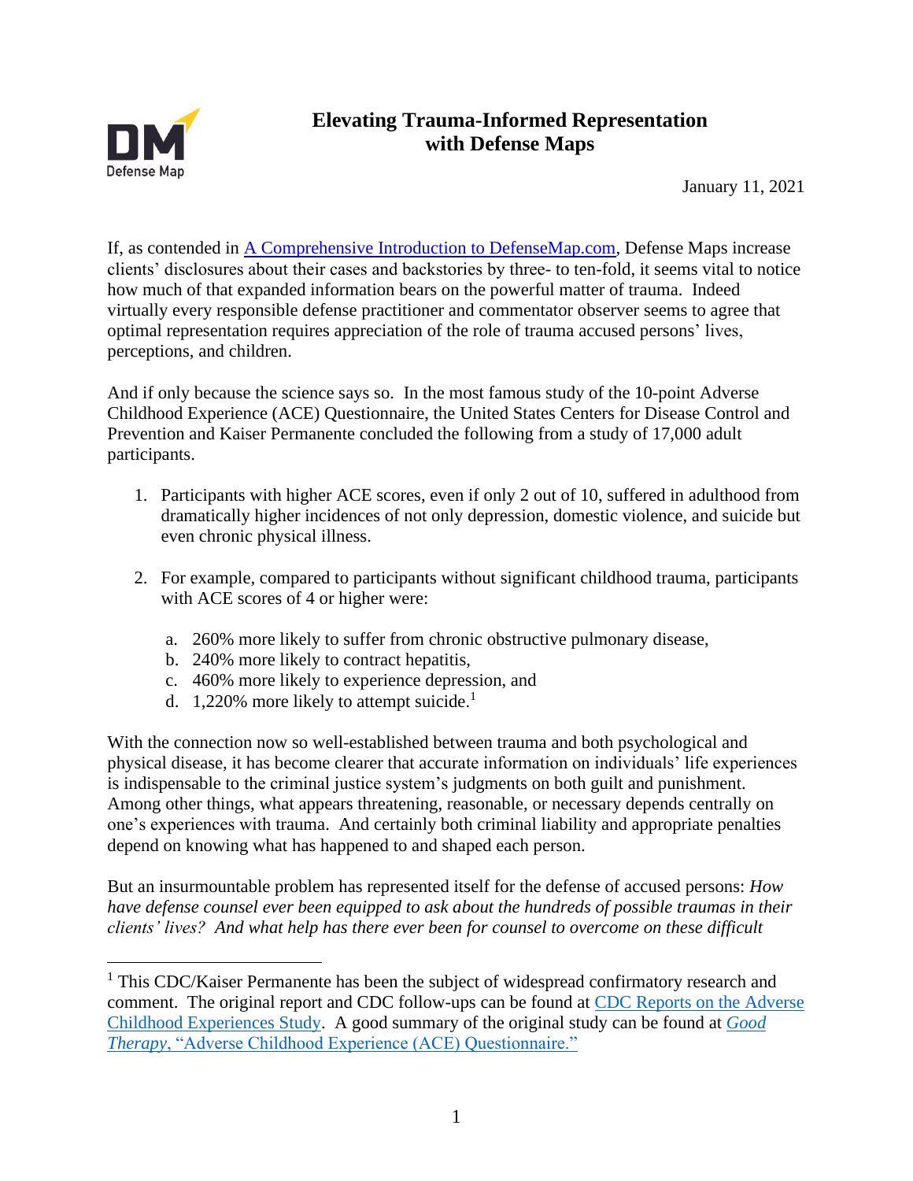# Elevating Trauma-Informed Representation with Defense Maps

January 11, 2021

If, as contended in [A Comprehensive Introduction to DefenseMap.com](), Defense Maps increase clients' disclosures about their cases and backstories by three- to ten-fold, it seems vital to notice how much of that expanded information bears on the powerful matter of trauma. Indeed virtually every responsible defense practitioner and commentator observer seems to agree that optimal representation requires appreciation of the role of trauma accused persons' lives, perceptions, and children.

And if only because the science says so. In the most famous study of the 10-point Adverse Childhood Experience (ACE) Questionnaire, the United States Centers for Disease Control and Prevention and Kaiser Permanente concluded the following from a study of 17,000 adult participants.

1. Participants with higher ACE scores, even if only 2 out of 10, suffered in adulthood from dramatically higher incidences of not only depression, domestic violence, and suicide but even chronic physical illness.

2. For example, compared to participants without significant childhood trauma, participants with ACE scores of 4 or higher were:

   a. 260% more likely to suffer from chronic obstructive pulmonary disease,
   b. 240% more likely to contract hepatitis,
   c. 460% more likely to experience depression, and
   d. 1,220% more likely to attempt suicide.[1]

With the connection now so well-established between trauma and both psychological and physical disease, it has become clearer that accurate information on individuals' life experiences is indispensable to the criminal justice system's judgments on both guilt and punishment. Among other things, what appears threatening, reasonable, or necessary depends centrally on one's experiences with trauma. And certainly both criminal liability and appropriate penalties depend on knowing what has happened to and shaped each person.

But an insurmountable problem has represented itself for the defense of accused persons: *How have defense counsel ever been equipped to ask about the hundreds of possible traumas in their clients' lives? And what help has there ever been for counsel to overcome on these difficult*

---

[1] This CDC/Kaiser Permanente has been the subject of widespread confirmatory research and comment. The original report and CDC follow-ups can be found at [CDC Reports on the Adverse Childhood Experiences Study](). A good summary of the original study can be found at [*Good Therapy*, "Adverse Childhood Experience (ACE) Questionnaire."]()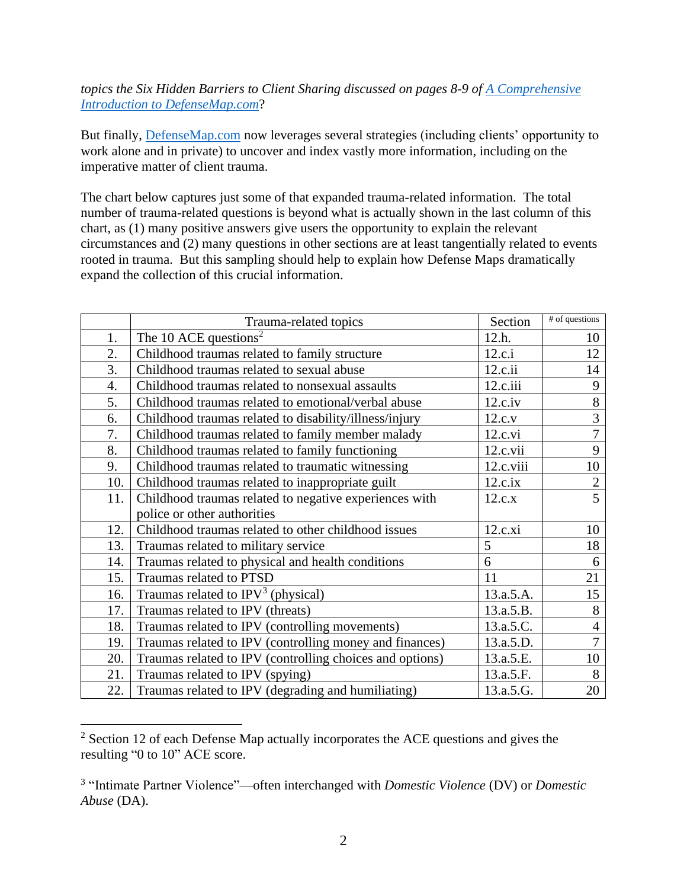*topics the Six Hidden Barriers to Client Sharing discussed on pages 8-9 of [A Comprehensive Introduction to DefenseMap.com](#)?*

But finally, [DefenseMap.com](#) now leverages several strategies (including clients' opportunity to work alone and in private) to uncover and index vastly more information, including on the imperative matter of client trauma.

The chart below captures just some of that expanded trauma-related information. The total number of trauma-related questions is beyond what is actually shown in the last column of this chart, as (1) many positive answers give users the opportunity to explain the relevant circumstances and (2) many questions in other sections are at least tangentially related to events rooted in trauma. But this sampling should help to explain how Defense Maps dramatically expand the collection of this crucial information.

| | Trauma-related topics | Section | # of questions |
|---|---|---|---|
| 1. | The 10 ACE questions[2] | 12.h. | 10 |
| 2. | Childhood traumas related to family structure | 12.c.i | 12 |
| 3. | Childhood traumas related to sexual abuse | 12.c.ii | 14 |
| 4. | Childhood traumas related to nonsexual assaults | 12.c.iii | 9 |
| 5. | Childhood traumas related to emotional/verbal abuse | 12.c.iv | 8 |
| 6. | Childhood traumas related to disability/illness/injury | 12.c.v | 3 |
| 7. | Childhood traumas related to family member malady | 12.c.vi | 7 |
| 8. | Childhood traumas related to family functioning | 12.c.vii | 9 |
| 9. | Childhood traumas related to traumatic witnessing | 12.c.viii | 10 |
| 10. | Childhood traumas related to inappropriate guilt | 12.c.ix | 2 |
| 11. | Childhood traumas related to negative experiences with police or other authorities | 12.c.x | 5 |
| 12. | Childhood traumas related to other childhood issues | 12.c.xi | 10 |
| 13. | Traumas related to military service | 5 | 18 |
| 14. | Traumas related to physical and health conditions | 6 | 6 |
| 15. | Traumas related to PTSD | 11 | 21 |
| 16. | Traumas related to IPV[3] (physical) | 13.a.5.A. | 15 |
| 17. | Traumas related to IPV (threats) | 13.a.5.B. | 8 |
| 18. | Traumas related to IPV (controlling movements) | 13.a.5.C. | 4 |
| 19. | Traumas related to IPV (controlling money and finances) | 13.a.5.D. | 7 |
| 20. | Traumas related to IPV (controlling choices and options) | 13.a.5.E. | 10 |
| 21. | Traumas related to IPV (spying) | 13.a.5.F. | 8 |
| 22. | Traumas related to IPV (degrading and humiliating) | 13.a.5.G. | 20 |

[2] Section 12 of each Defense Map actually incorporates the ACE questions and gives the resulting "0 to 10" ACE score.

[3] "Intimate Partner Violence"—often interchanged with *Domestic Violence* (DV) or *Domestic Abuse* (DA).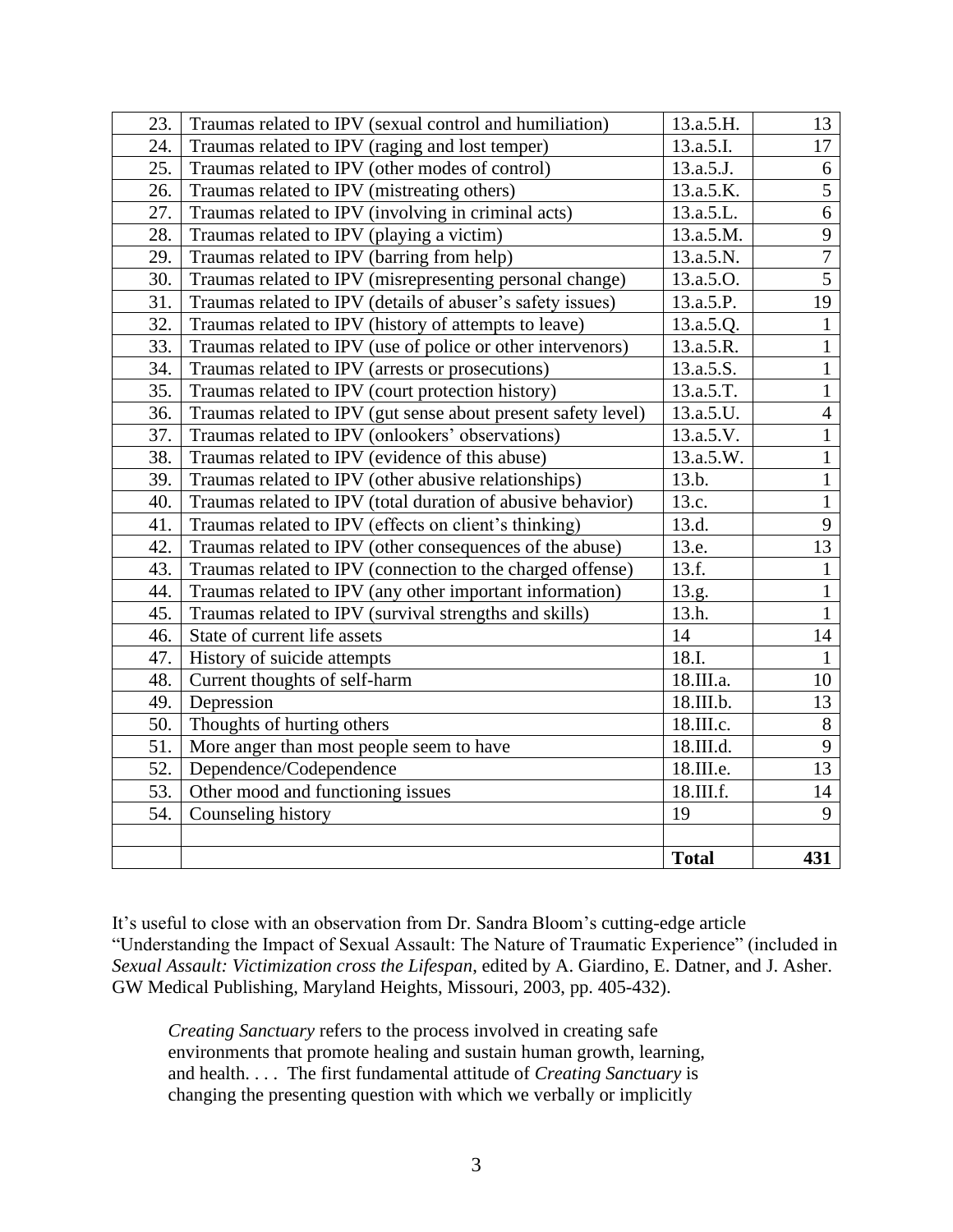| | | | |
|---|---|---|---|
| 23. | Traumas related to IPV (sexual control and humiliation) | 13.a.5.H. | 13 |
| 24. | Traumas related to IPV (raging and lost temper) | 13.a.5.I. | 17 |
| 25. | Traumas related to IPV (other modes of control) | 13.a.5.J. | 6 |
| 26. | Traumas related to IPV (mistreating others) | 13.a.5.K. | 5 |
| 27. | Traumas related to IPV (involving in criminal acts) | 13.a.5.L. | 6 |
| 28. | Traumas related to IPV (playing a victim) | 13.a.5.M. | 9 |
| 29. | Traumas related to IPV (barring from help) | 13.a.5.N. | 7 |
| 30. | Traumas related to IPV (misrepresenting personal change) | 13.a.5.O. | 5 |
| 31. | Traumas related to IPV (details of abuser's safety issues) | 13.a.5.P. | 19 |
| 32. | Traumas related to IPV (history of attempts to leave) | 13.a.5.Q. | 1 |
| 33. | Traumas related to IPV (use of police or other intervenors) | 13.a.5.R. | 1 |
| 34. | Traumas related to IPV (arrests or prosecutions) | 13.a.5.S. | 1 |
| 35. | Traumas related to IPV (court protection history) | 13.a.5.T. | 1 |
| 36. | Traumas related to IPV (gut sense about present safety level) | 13.a.5.U. | 4 |
| 37. | Traumas related to IPV (onlookers' observations) | 13.a.5.V. | 1 |
| 38. | Traumas related to IPV (evidence of this abuse) | 13.a.5.W. | 1 |
| 39. | Traumas related to IPV (other abusive relationships) | 13.b. | 1 |
| 40. | Traumas related to IPV (total duration of abusive behavior) | 13.c. | 1 |
| 41. | Traumas related to IPV (effects on client's thinking) | 13.d. | 9 |
| 42. | Traumas related to IPV (other consequences of the abuse) | 13.e. | 13 |
| 43. | Traumas related to IPV (connection to the charged offense) | 13.f. | 1 |
| 44. | Traumas related to IPV (any other important information) | 13.g. | 1 |
| 45. | Traumas related to IPV (survival strengths and skills) | 13.h. | 1 |
| 46. | State of current life assets | 14 | 14 |
| 47. | History of suicide attempts | 18.I. | 1 |
| 48. | Current thoughts of self-harm | 18.III.a. | 10 |
| 49. | Depression | 18.III.b. | 13 |
| 50. | Thoughts of hurting others | 18.III.c. | 8 |
| 51. | More anger than most people seem to have | 18.III.d. | 9 |
| 52. | Dependence/Codependence | 18.III.e. | 13 |
| 53. | Other mood and functioning issues | 18.III.f. | 14 |
| 54. | Counseling history | 19 | 9 |
| | | | |
| | | **Total** | **431** |

It's useful to close with an observation from Dr. Sandra Bloom's cutting-edge article "Understanding the Impact of Sexual Assault: The Nature of Traumatic Experience" (included in *Sexual Assault: Victimization cross the Lifespan*, edited by A. Giardino, E. Datner, and J. Asher. GW Medical Publishing, Maryland Heights, Missouri, 2003, pp. 405-432).

> *Creating Sanctuary* refers to the process involved in creating safe environments that promote healing and sustain human growth, learning, and health. . . . The first fundamental attitude of *Creating Sanctuary* is changing the presenting question with which we verbally or implicitly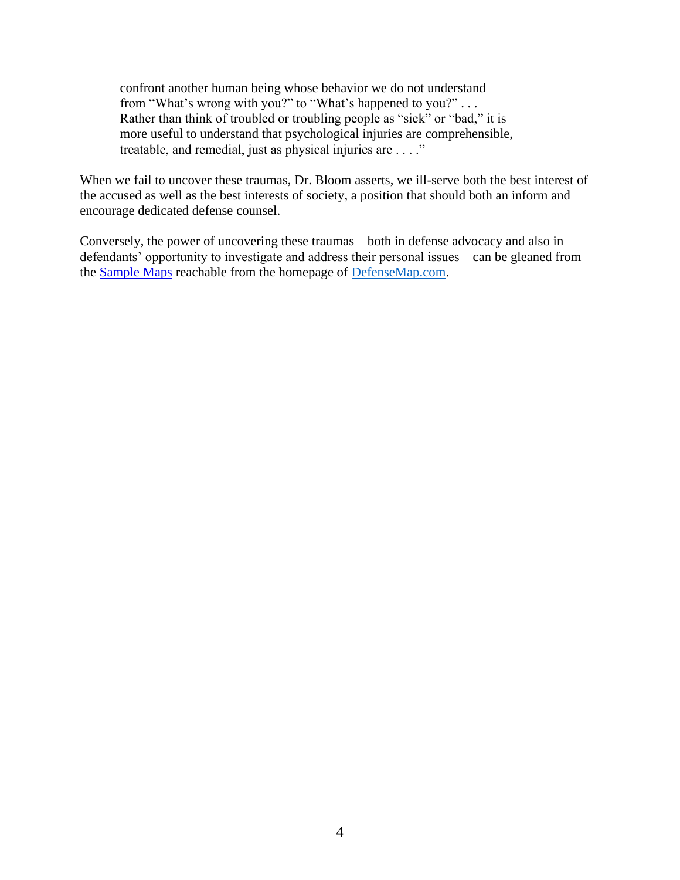> confront another human being whose behavior we do not understand from "What's wrong with you?" to "What's happened to you?" . . . Rather than think of troubled or troubling people as "sick" or "bad," it is more useful to understand that psychological injuries are comprehensible, treatable, and remedial, just as physical injuries are . . . ."

When we fail to uncover these traumas, Dr. Bloom asserts, we ill-serve both the best interest of the accused as well as the best interests of society, a position that should both an inform and encourage dedicated defense counsel.

Conversely, the power of uncovering these traumas—both in defense advocacy and also in defendants' opportunity to investigate and address their personal issues—can be gleaned from the Sample Maps reachable from the homepage of DefenseMap.com.